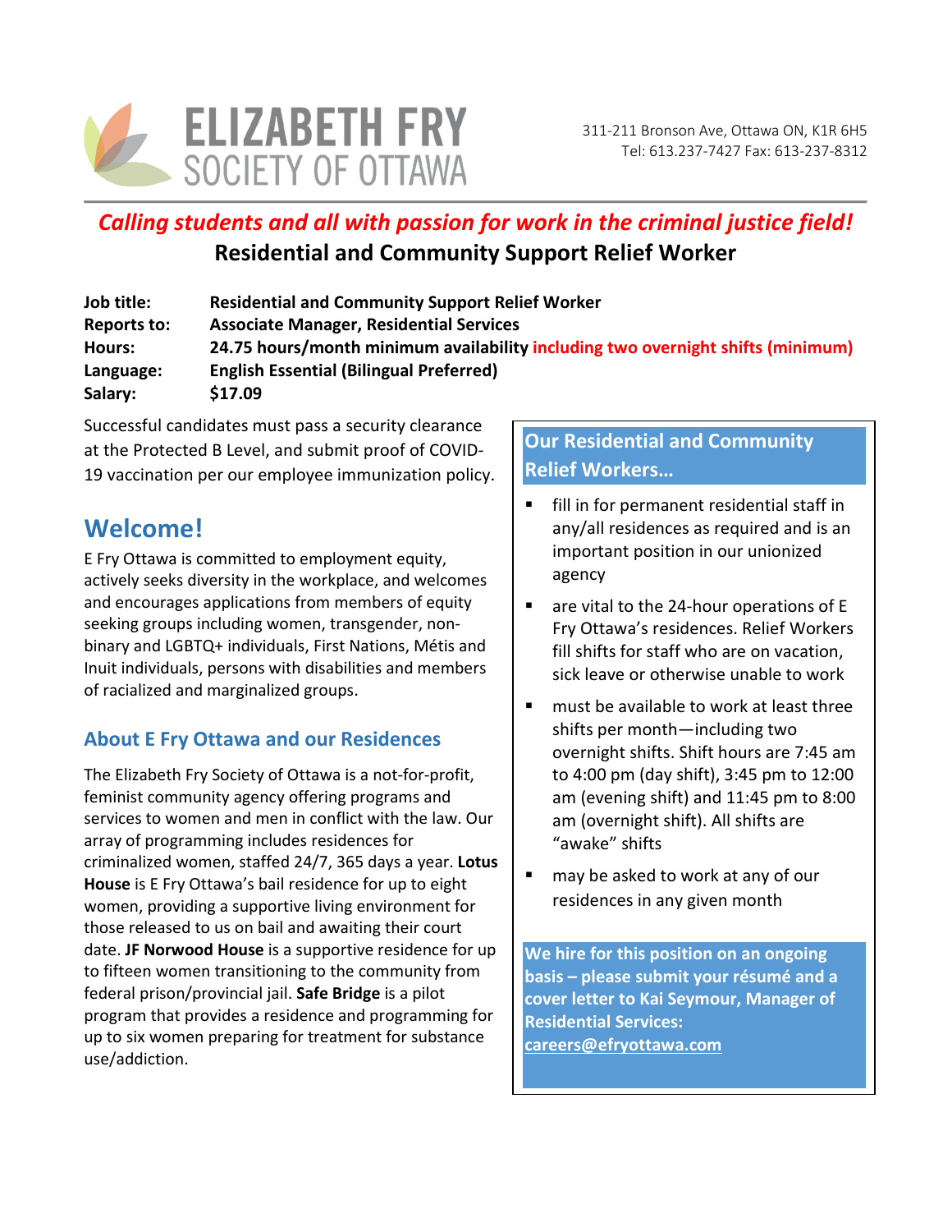# ELIZABETH FRY SOCIETY OF OTTAWA

311-211 Bronson Ave, Ottawa ON, K1R 6H5
Tel: 613.237-7427 Fax: 613-237-8312

***Calling students and all with passion for work in the criminal justice field!***

## Residential and Community Support Relief Worker

**Job title:** **Residential and Community Support Relief Worker**
**Reports to:** **Associate Manager, Residential Services**
**Hours:** **24.75 hours/month minimum availability including two overnight shifts (minimum)**
**Language:** **English Essential (Bilingual Preferred)**
**Salary:** **$17.09**

Successful candidates must pass a security clearance at the Protected B Level, and submit proof of COVID-19 vaccination per our employee immunization policy.

## Welcome!

E Fry Ottawa is committed to employment equity, actively seeks diversity in the workplace, and welcomes and encourages applications from members of equity seeking groups including women, transgender, non-binary and LGBTQ+ individuals, First Nations, Métis and Inuit individuals, persons with disabilities and members of racialized and marginalized groups.

### About E Fry Ottawa and our Residences

The Elizabeth Fry Society of Ottawa is a not-for-profit, feminist community agency offering programs and services to women and men in conflict with the law. Our array of programming includes residences for criminalized women, staffed 24/7, 365 days a year. **Lotus House** is E Fry Ottawa's bail residence for up to eight women, providing a supportive living environment for those released to us on bail and awaiting their court date. **JF Norwood House** is a supportive residence for up to fifteen women transitioning to the community from federal prison/provincial jail. **Safe Bridge** is a pilot program that provides a residence and programming for up to six women preparing for treatment for substance use/addiction.

### Our Residential and Community Relief Workers…

- fill in for permanent residential staff in any/all residences as required and is an important position in our unionized agency
- are vital to the 24-hour operations of E Fry Ottawa's residences. Relief Workers fill shifts for staff who are on vacation, sick leave or otherwise unable to work
- must be available to work at least three shifts per month—including two overnight shifts. Shift hours are 7:45 am to 4:00 pm (day shift), 3:45 pm to 12:00 am (evening shift) and 11:45 pm to 8:00 am (overnight shift). All shifts are "awake" shifts
- may be asked to work at any of our residences in any given month

**We hire for this position on an ongoing basis – please submit your résumé and a cover letter to Kai Seymour, Manager of Residential Services: careers@efryottawa.com**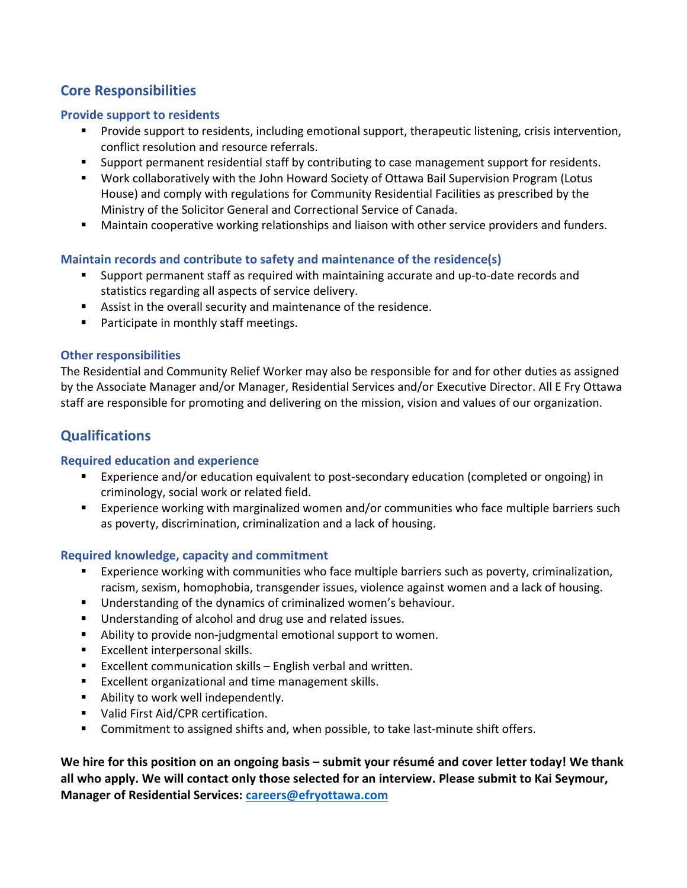## Core Responsibilities

### Provide support to residents

- Provide support to residents, including emotional support, therapeutic listening, crisis intervention, conflict resolution and resource referrals.
- Support permanent residential staff by contributing to case management support for residents.
- Work collaboratively with the John Howard Society of Ottawa Bail Supervision Program (Lotus House) and comply with regulations for Community Residential Facilities as prescribed by the Ministry of the Solicitor General and Correctional Service of Canada.
- Maintain cooperative working relationships and liaison with other service providers and funders.

### Maintain records and contribute to safety and maintenance of the residence(s)

- Support permanent staff as required with maintaining accurate and up-to-date records and statistics regarding all aspects of service delivery.
- Assist in the overall security and maintenance of the residence.
- Participate in monthly staff meetings.

### Other responsibilities

The Residential and Community Relief Worker may also be responsible for and for other duties as assigned by the Associate Manager and/or Manager, Residential Services and/or Executive Director. All E Fry Ottawa staff are responsible for promoting and delivering on the mission, vision and values of our organization.

## Qualifications

### Required education and experience

- Experience and/or education equivalent to post-secondary education (completed or ongoing) in criminology, social work or related field.
- Experience working with marginalized women and/or communities who face multiple barriers such as poverty, discrimination, criminalization and a lack of housing.

### Required knowledge, capacity and commitment

- Experience working with communities who face multiple barriers such as poverty, criminalization, racism, sexism, homophobia, transgender issues, violence against women and a lack of housing.
- Understanding of the dynamics of criminalized women's behaviour.
- Understanding of alcohol and drug use and related issues.
- Ability to provide non-judgmental emotional support to women.
- Excellent interpersonal skills.
- Excellent communication skills – English verbal and written.
- Excellent organizational and time management skills.
- Ability to work well independently.
- Valid First Aid/CPR certification.
- Commitment to assigned shifts and, when possible, to take last-minute shift offers.

**We hire for this position on an ongoing basis – submit your résumé and cover letter today! We thank all who apply. We will contact only those selected for an interview. Please submit to Kai Seymour, Manager of Residential Services: careers@efryottawa.com**